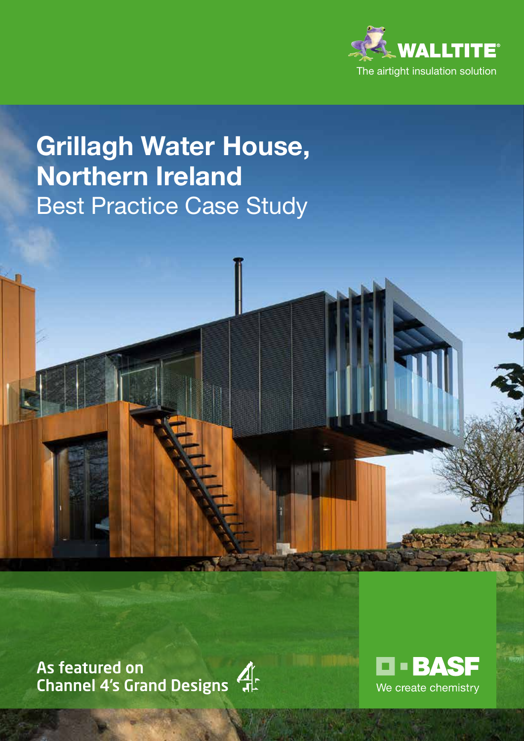WALLTITE®

The airtight insulation solution

# Grillagh Water House, Northern Ireland

## Best Practice Case Study

As featured on
Channel 4's Grand Designs

BASF

We create chemistry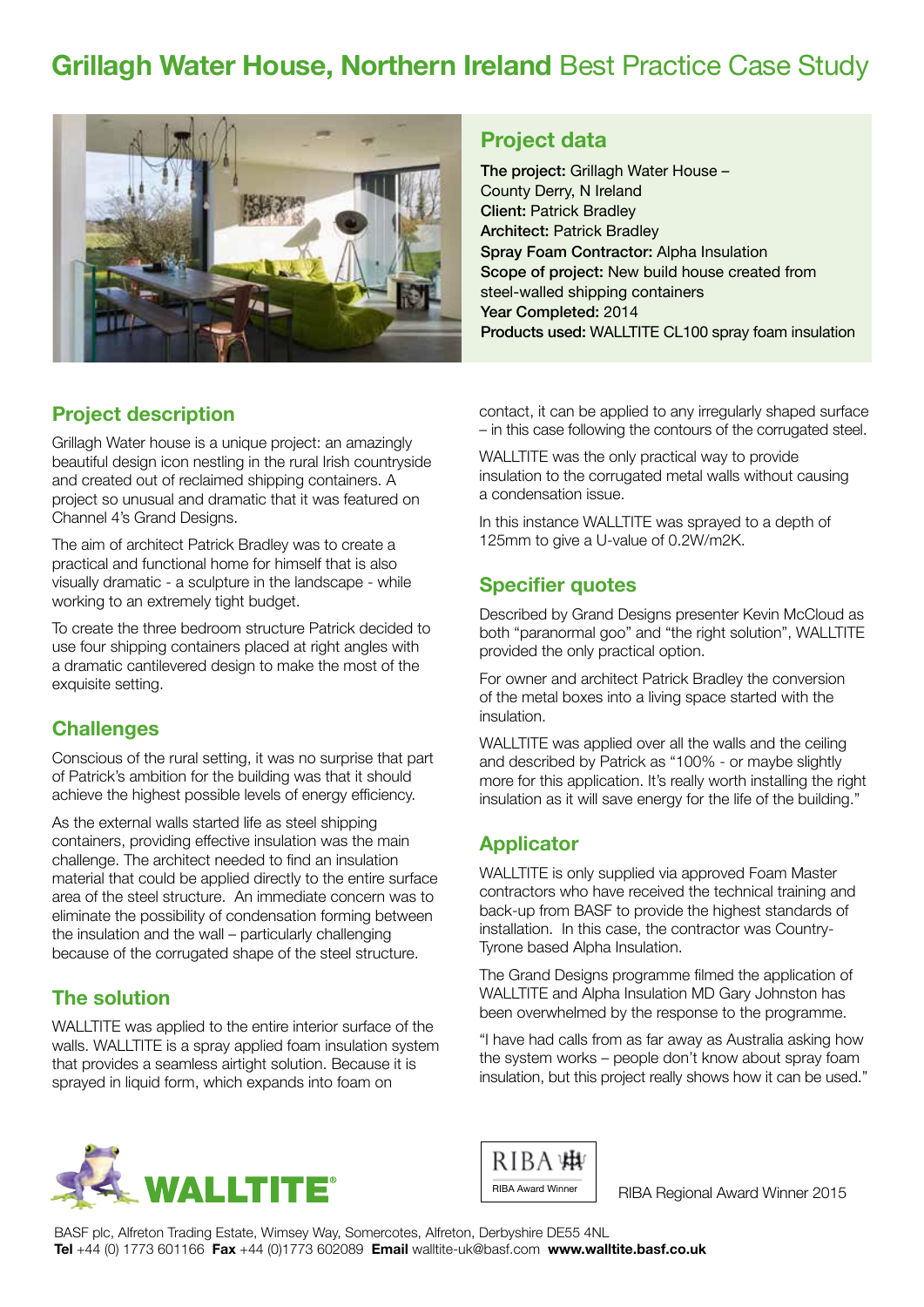# **Grillagh Water House, Northern Ireland** Best Practice Case Study

## Project data

**The project:** Grillagh Water House – County Derry, N Ireland
**Client:** Patrick Bradley
**Architect:** Patrick Bradley
**Spray Foam Contractor:** Alpha Insulation
**Scope of project:** New build house created from steel-walled shipping containers
**Year Completed:** 2014
**Products used:** WALLTITE CL100 spray foam insulation

## Project description

Grillagh Water house is a unique project: an amazingly beautiful design icon nestling in the rural Irish countryside and created out of reclaimed shipping containers. A project so unusual and dramatic that it was featured on Channel 4's Grand Designs.

The aim of architect Patrick Bradley was to create a practical and functional home for himself that is also visually dramatic - a sculpture in the landscape - while working to an extremely tight budget.

To create the three bedroom structure Patrick decided to use four shipping containers placed at right angles with a dramatic cantilevered design to make the most of the exquisite setting.

## Challenges

Conscious of the rural setting, it was no surprise that part of Patrick's ambition for the building was that it should achieve the highest possible levels of energy efficiency.

As the external walls started life as steel shipping containers, providing effective insulation was the main challenge. The architect needed to find an insulation material that could be applied directly to the entire surface area of the steel structure. An immediate concern was to eliminate the possibility of condensation forming between the insulation and the wall – particularly challenging because of the corrugated shape of the steel structure.

## The solution

WALLTITE was applied to the entire interior surface of the walls. WALLTITE is a spray applied foam insulation system that provides a seamless airtight solution. Because it is sprayed in liquid form, which expands into foam on contact, it can be applied to any irregularly shaped surface – in this case following the contours of the corrugated steel.

WALLTITE was the only practical way to provide insulation to the corrugated metal walls without causing a condensation issue.

In this instance WALLTITE was sprayed to a depth of 125mm to give a U-value of 0.2W/m2K.

## Specifier quotes

Described by Grand Designs presenter Kevin McCloud as both "paranormal goo" and "the right solution", WALLTITE provided the only practical option.

For owner and architect Patrick Bradley the conversion of the metal boxes into a living space started with the insulation.

WALLTITE was applied over all the walls and the ceiling and described by Patrick as "100% - or maybe slightly more for this application. It's really worth installing the right insulation as it will save energy for the life of the building."

## Applicator

WALLTITE is only supplied via approved Foam Master contractors who have received the technical training and back-up from BASF to provide the highest standards of installation. In this case, the contractor was Country-Tyrone based Alpha Insulation.

The Grand Designs programme filmed the application of WALLTITE and Alpha Insulation MD Gary Johnston has been overwhelmed by the response to the programme.

"I have had calls from as far away as Australia asking how the system works – people don't know about spray foam insulation, but this project really shows how it can be used."

WALLTITE®

RIBA
RIBA Award Winner

RIBA Regional Award Winner 2015

BASF plc, Alfreton Trading Estate, Wimsey Way, Somercotes, Alfreton, Derbyshire DE55 4NL
**Tel** +44 (0) 1773 601166 **Fax** +44 (0)1773 602089 **Email** walltite-uk@basf.com **www.walltite.basf.co.uk**